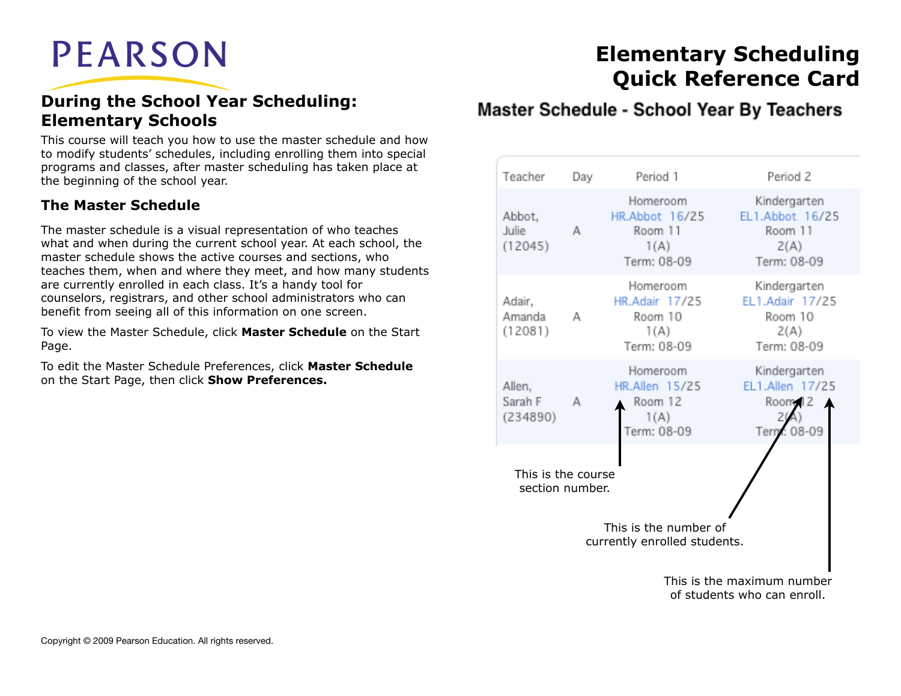# Elementary Scheduling Quick Reference Card

## During the School Year Scheduling: Elementary Schools

This course will teach you how to use the master schedule and how to modify students' schedules, including enrolling them into special programs and classes, after master scheduling has taken place at the beginning of the school year.

### The Master Schedule

The master schedule is a visual representation of who teaches what and when during the current school year. At each school, the master schedule shows the active courses and sections, who teaches them, when and where they meet, and how many students are currently enrolled in each class. It's a handy tool for counselors, registrars, and other school administrators who can benefit from seeing all of this information on one screen.

To view the Master Schedule, click **Master Schedule** on the Start Page.

To edit the Master Schedule Preferences, click **Master Schedule** on the Start Page, then click **Show Preferences.**

### Master Schedule - School Year By Teachers

| Teacher | Day | Period 1 | Period 2 |
|---|---|---|---|
| Abbot, Julie (12045) | A | Homeroom HR.Abbot 16/25 Room 11 1(A) Term: 08-09 | Kindergarten EL1.Abbot 16/25 Room 11 2(A) Term: 08-09 |
| Adair, Amanda (12081) | A | Homeroom HR.Adair 17/25 Room 10 1(A) Term: 08-09 | Kindergarten EL1.Adair 17/25 Room 10 2(A) Term: 08-09 |
| Allen, Sarah F (234890) | A | Homeroom HR.Allen 15/25 Room 12 1(A) Term: 08-09 | Kindergarten EL1.Allen 17/25 Room 12 2(A) Term: 08-09 |

This is the course section number.

This is the number of currently enrolled students.

This is the maximum number of students who can enroll.

Copyright © 2009 Pearson Education. All rights reserved.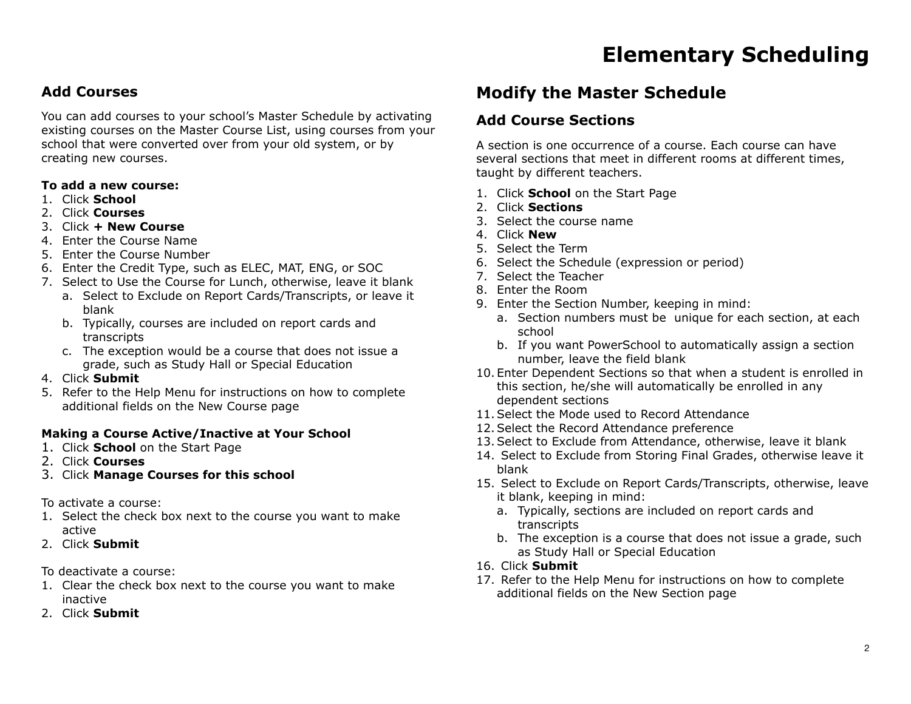# Elementary Scheduling

## Add Courses

You can add courses to your school's Master Schedule by activating existing courses on the Master Course List, using courses from your school that were converted over from your old system, or by creating new courses.

**To add a new course:**

1. Click **School**
2. Click **Courses**
3. Click **+ New Course**
4. Enter the Course Name
5. Enter the Course Number
6. Enter the Credit Type, such as ELEC, MAT, ENG, or SOC
7. Select to Use the Course for Lunch, otherwise, leave it blank
   a. Select to Exclude on Report Cards/Transcripts, or leave it blank
   b. Typically, courses are included on report cards and transcripts
   c. The exception would be a course that does not issue a grade, such as Study Hall or Special Education
4. Click **Submit**
5. Refer to the Help Menu for instructions on how to complete additional fields on the New Course page

**Making a Course Active/Inactive at Your School**

1. Click **School** on the Start Page
2. Click **Courses**
3. Click **Manage Courses for this school**

To activate a course:

1. Select the check box next to the course you want to make active
2. Click **Submit**

To deactivate a course:

1. Clear the check box next to the course you want to make inactive
2. Click **Submit**

## Modify the Master Schedule

### Add Course Sections

A section is one occurrence of a course. Each course can have several sections that meet in different rooms at different times, taught by different teachers.

1. Click **School** on the Start Page
2. Click **Sections**
3. Select the course name
4. Click **New**
5. Select the Term
6. Select the Schedule (expression or period)
7. Select the Teacher
8. Enter the Room
9. Enter the Section Number, keeping in mind:
   a. Section numbers must be unique for each section, at each school
   b. If you want PowerSchool to automatically assign a section number, leave the field blank
10. Enter Dependent Sections so that when a student is enrolled in this section, he/she will automatically be enrolled in any dependent sections
11. Select the Mode used to Record Attendance
12. Select the Record Attendance preference
13. Select to Exclude from Attendance, otherwise, leave it blank
14. Select to Exclude from Storing Final Grades, otherwise leave it blank
15. Select to Exclude on Report Cards/Transcripts, otherwise, leave it blank, keeping in mind:
    a. Typically, sections are included on report cards and transcripts
    b. The exception is a course that does not issue a grade, such as Study Hall or Special Education
16. Click **Submit**
17. Refer to the Help Menu for instructions on how to complete additional fields on the New Section page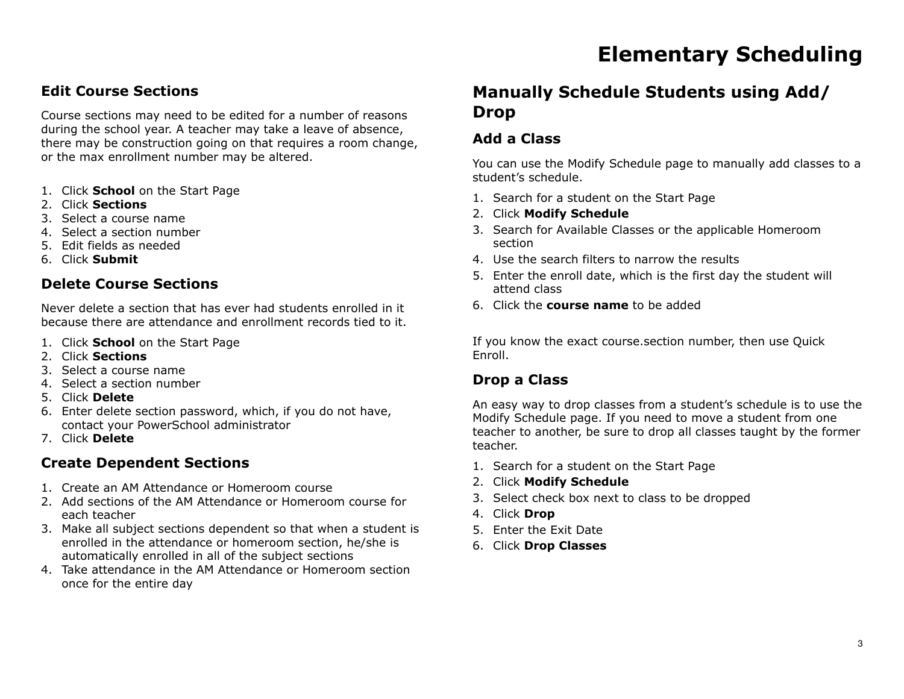# Elementary Scheduling

## Edit Course Sections

Course sections may need to be edited for a number of reasons during the school year. A teacher may take a leave of absence, there may be construction going on that requires a room change, or the max enrollment number may be altered.

1. Click **School** on the Start Page
2. Click **Sections**
3. Select a course name
4. Select a section number
5. Edit fields as needed
6. Click **Submit**

## Delete Course Sections

Never delete a section that has ever had students enrolled in it because there are attendance and enrollment records tied to it.

1. Click **School** on the Start Page
2. Click **Sections**
3. Select a course name
4. Select a section number
5. Click **Delete**
6. Enter delete section password, which, if you do not have, contact your PowerSchool administrator
7. Click **Delete**

## Create Dependent Sections

1. Create an AM Attendance or Homeroom course
2. Add sections of the AM Attendance or Homeroom course for each teacher
3. Make all subject sections dependent so that when a student is enrolled in the attendance or homeroom section, he/she is automatically enrolled in all of the subject sections
4. Take attendance in the AM Attendance or Homeroom section once for the entire day

# Manually Schedule Students using Add/Drop

## Add a Class

You can use the Modify Schedule page to manually add classes to a student's schedule.

1. Search for a student on the Start Page
2. Click **Modify Schedule**
3. Search for Available Classes or the applicable Homeroom section
4. Use the search filters to narrow the results
5. Enter the enroll date, which is the first day the student will attend class
6. Click the **course name** to be added

If you know the exact course.section number, then use Quick Enroll.

## Drop a Class

An easy way to drop classes from a student's schedule is to use the Modify Schedule page. If you need to move a student from one teacher to another, be sure to drop all classes taught by the former teacher.

1. Search for a student on the Start Page
2. Click **Modify Schedule**
3. Select check box next to class to be dropped
4. Click **Drop**
5. Enter the Exit Date
6. Click **Drop Classes**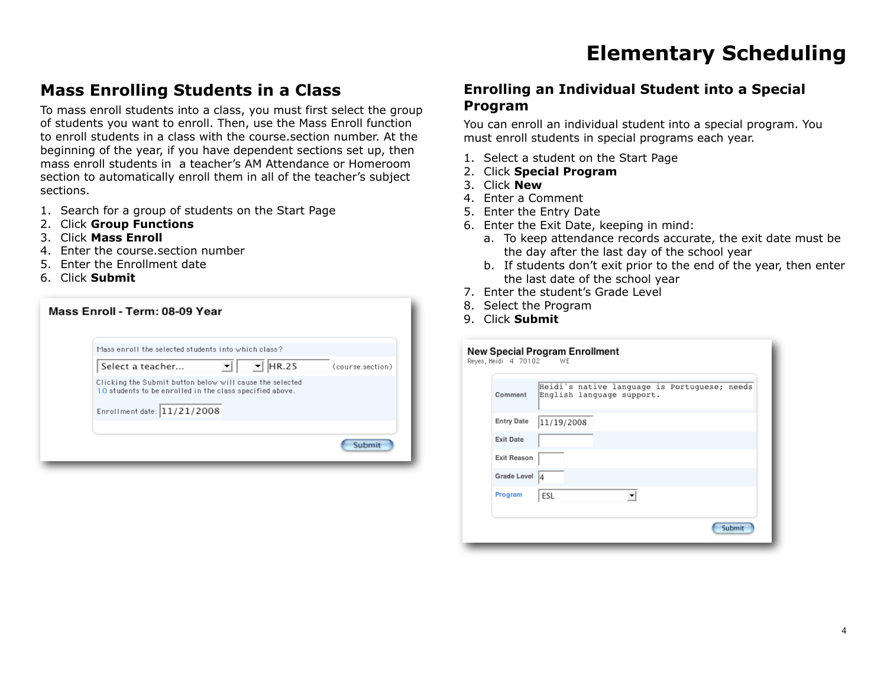# Elementary Scheduling

## Mass Enrolling Students in a Class

To mass enroll students into a class, you must first select the group of students you want to enroll. Then, use the Mass Enroll function to enroll students in a class with the course.section number. At the beginning of the year, if you have dependent sections set up, then mass enroll students in a teacher's AM Attendance or Homeroom section to automatically enroll them in all of the teacher's subject sections.

1. Search for a group of students on the Start Page
2. Click **Group Functions**
3. Click **Mass Enroll**
4. Enter the course.section number
5. Enter the Enrollment date
6. Click **Submit**

**Mass Enroll - Term: 08-09 Year**

Mass enroll the selected students into which class?

Select a teacher... | | HR.25 (course.section)

Clicking the Submit button below will cause the selected 10 students to be enrolled in the class specified above.

Enrollment date: 11/21/2008

Submit

## Enrolling an Individual Student into a Special Program

You can enroll an individual student into a special program. You must enroll students in special programs each year.

1. Select a student on the Start Page
2. Click **Special Program**
3. Click **New**
4. Enter a Comment
5. Enter the Entry Date
6. Enter the Exit Date, keeping in mind:
   a. To keep attendance records accurate, the exit date must be the day after the last day of the school year
   b. If students don't exit prior to the end of the year, then enter the last date of the school year
7. Enter the student's Grade Level
8. Select the Program
9. Click **Submit**

**New Special Program Enrollment**

Reyes, Heidi 4 70102 WE

| | |
|---|---|
| Comment | Heidi's native language is Portuguese; needs English language support. |
| Entry Date | 11/19/2008 |
| Exit Date | |
| Exit Reason | |
| Grade Level | 4 |
| Program | ESL |

Submit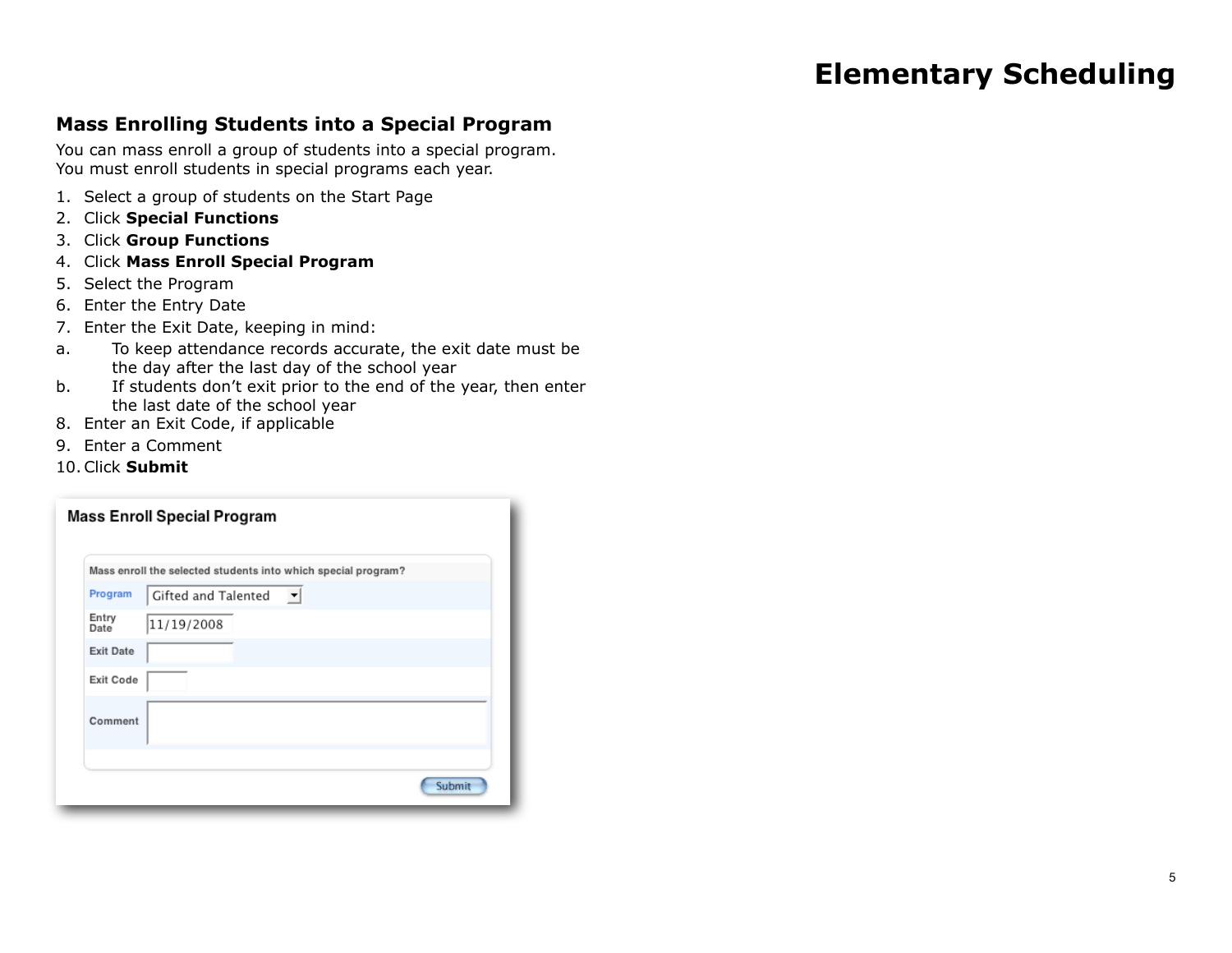## Mass Enrolling Students into a Special Program

You can mass enroll a group of students into a special program. You must enroll students in special programs each year.

1. Select a group of students on the Start Page
2. Click **Special Functions**
3. Click **Group Functions**
4. Click **Mass Enroll Special Program**
5. Select the Program
6. Enter the Entry Date
7. Enter the Exit Date, keeping in mind:
   - a. To keep attendance records accurate, the exit date must be the day after the last day of the school year
   - b. If students don't exit prior to the end of the year, then enter the last date of the school year
8. Enter an Exit Code, if applicable
9. Enter a Comment
10. Click **Submit**

Mass Enroll Special Program

Mass enroll the selected students into which special program?

Program: Gifted and Talented

Entry Date: 11/19/2008

Exit Date

Exit Code

Comment

Submit